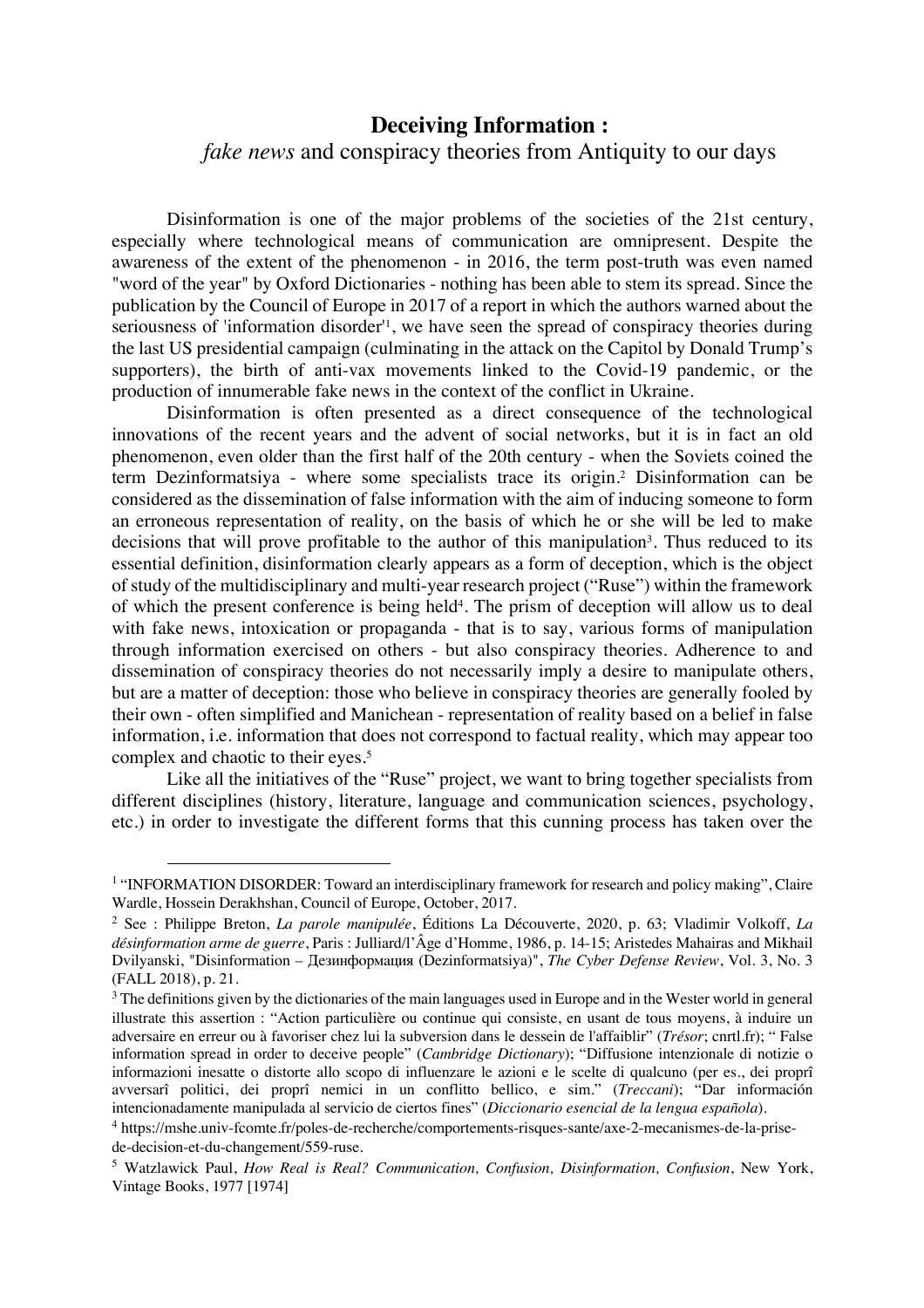# **Deceiving Information :**
## *fake news* and conspiracy theories from Antiquity to our days

Disinformation is one of the major problems of the societies of the 21st century, especially where technological means of communication are omnipresent. Despite the awareness of the extent of the phenomenon - in 2016, the term post-truth was even named "word of the year" by Oxford Dictionaries - nothing has been able to stem its spread. Since the publication by the Council of Europe in 2017 of a report in which the authors warned about the seriousness of 'information disorder'[1], we have seen the spread of conspiracy theories during the last US presidential campaign (culminating in the attack on the Capitol by Donald Trump's supporters), the birth of anti-vax movements linked to the Covid-19 pandemic, or the production of innumerable fake news in the context of the conflict in Ukraine.

Disinformation is often presented as a direct consequence of the technological innovations of the recent years and the advent of social networks, but it is in fact an old phenomenon, even older than the first half of the 20th century - when the Soviets coined the term Dezinformatsiya - where some specialists trace its origin.[2] Disinformation can be considered as the dissemination of false information with the aim of inducing someone to form an erroneous representation of reality, on the basis of which he or she will be led to make decisions that will prove profitable to the author of this manipulation[3]. Thus reduced to its essential definition, disinformation clearly appears as a form of deception, which is the object of study of the multidisciplinary and multi-year research project ("Ruse") within the framework of which the present conference is being held[4]. The prism of deception will allow us to deal with fake news, intoxication or propaganda - that is to say, various forms of manipulation through information exercised on others - but also conspiracy theories. Adherence to and dissemination of conspiracy theories do not necessarily imply a desire to manipulate others, but are a matter of deception: those who believe in conspiracy theories are generally fooled by their own - often simplified and Manichean - representation of reality based on a belief in false information, i.e. information that does not correspond to factual reality, which may appear too complex and chaotic to their eyes.[5]

Like all the initiatives of the "Ruse" project, we want to bring together specialists from different disciplines (history, literature, language and communication sciences, psychology, etc.) in order to investigate the different forms that this cunning process has taken over the

---

[1] "INFORMATION DISORDER: Toward an interdisciplinary framework for research and policy making", Claire Wardle, Hossein Derakhshan, Council of Europe, October, 2017.

[2] See : Philippe Breton, *La parole manipulée*, Éditions La Découverte, 2020, p. 63; Vladimir Volkoff, *La désinformation arme de guerre*, Paris : Julliard/l'Âge d'Homme, 1986, p. 14-15; Aristedes Mahairas and Mikhail Dvilyanski, "Disinformation – Дезинформация (Dezinformatsiya)", *The Cyber Defense Review*, Vol. 3, No. 3 (FALL 2018), p. 21.

[3] The definitions given by the dictionaries of the main languages used in Europe and in the Wester world in general illustrate this assertion : "Action particulière ou continue qui consiste, en usant de tous moyens, à induire un adversaire en erreur ou à favoriser chez lui la subversion dans le dessein de l'affaiblir" (*Trésor*; cnrtl.fr); " False information spread in order to deceive people" (*Cambridge Dictionary*); "Diffusione intenzionale di notizie o informazioni inesatte o distorte allo scopo di influenzare le azioni e le scelte di qualcuno (per es., dei proprî avversarî politici, dei proprî nemici in un conflitto bellico, e sim." (*Treccani*); "Dar información intencionadamente manipulada al servicio de ciertos fines" (*Diccionario esencial de la lengua española*).

[4] https://mshe.univ-fcomte.fr/poles-de-recherche/comportements-risques-sante/axe-2-mecanismes-de-la-prise-de-decision-et-du-changement/559-ruse.

[5] Watzlawick Paul, *How Real is Real? Communication, Confusion, Disinformation, Confusion*, New York, Vintage Books, 1977 [1974]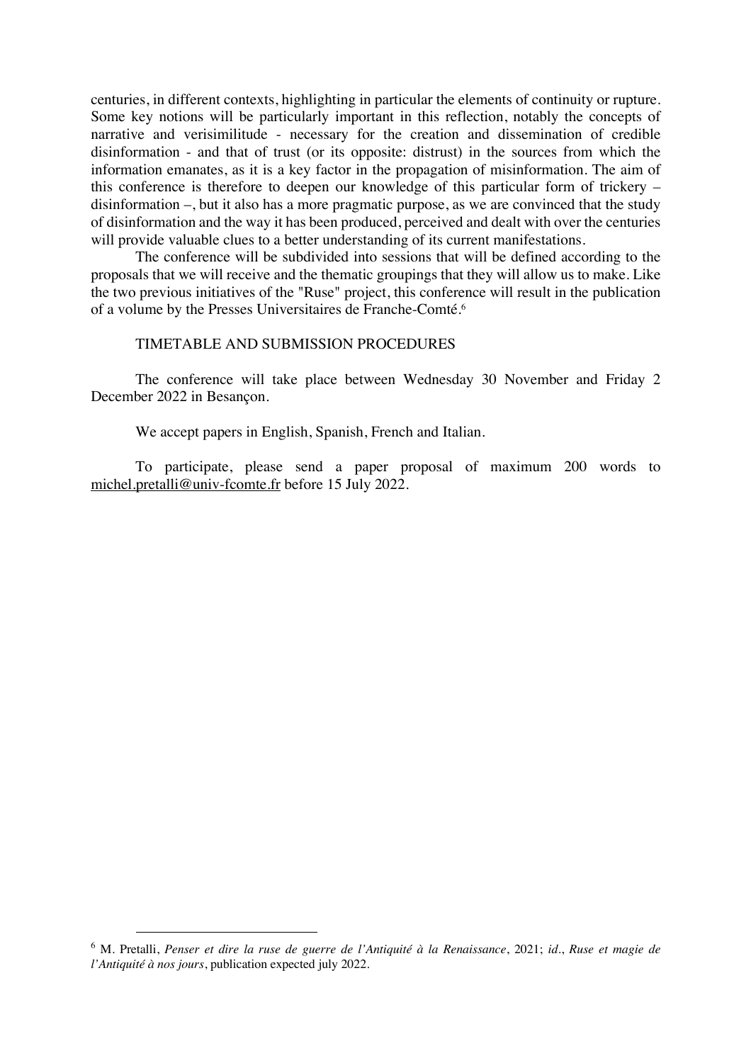centuries, in different contexts, highlighting in particular the elements of continuity or rupture. Some key notions will be particularly important in this reflection, notably the concepts of narrative and verisimilitude - necessary for the creation and dissemination of credible disinformation - and that of trust (or its opposite: distrust) in the sources from which the information emanates, as it is a key factor in the propagation of misinformation. The aim of this conference is therefore to deepen our knowledge of this particular form of trickery – disinformation –, but it also has a more pragmatic purpose, as we are convinced that the study of disinformation and the way it has been produced, perceived and dealt with over the centuries will provide valuable clues to a better understanding of its current manifestations.

The conference will be subdivided into sessions that will be defined according to the proposals that we will receive and the thematic groupings that they will allow us to make. Like the two previous initiatives of the "Ruse" project, this conference will result in the publication of a volume by the Presses Universitaires de Franche-Comté.[6]

TIMETABLE AND SUBMISSION PROCEDURES

The conference will take place between Wednesday 30 November and Friday 2 December 2022 in Besançon.

We accept papers in English, Spanish, French and Italian.

To participate, please send a paper proposal of maximum 200 words to michel.pretalli@univ-fcomte.fr before 15 July 2022.

---

[6] M. Pretalli, *Penser et dire la ruse de guerre de l'Antiquité à la Renaissance*, 2021; *id.*, *Ruse et magie de l'Antiquité à nos jours*, publication expected july 2022.